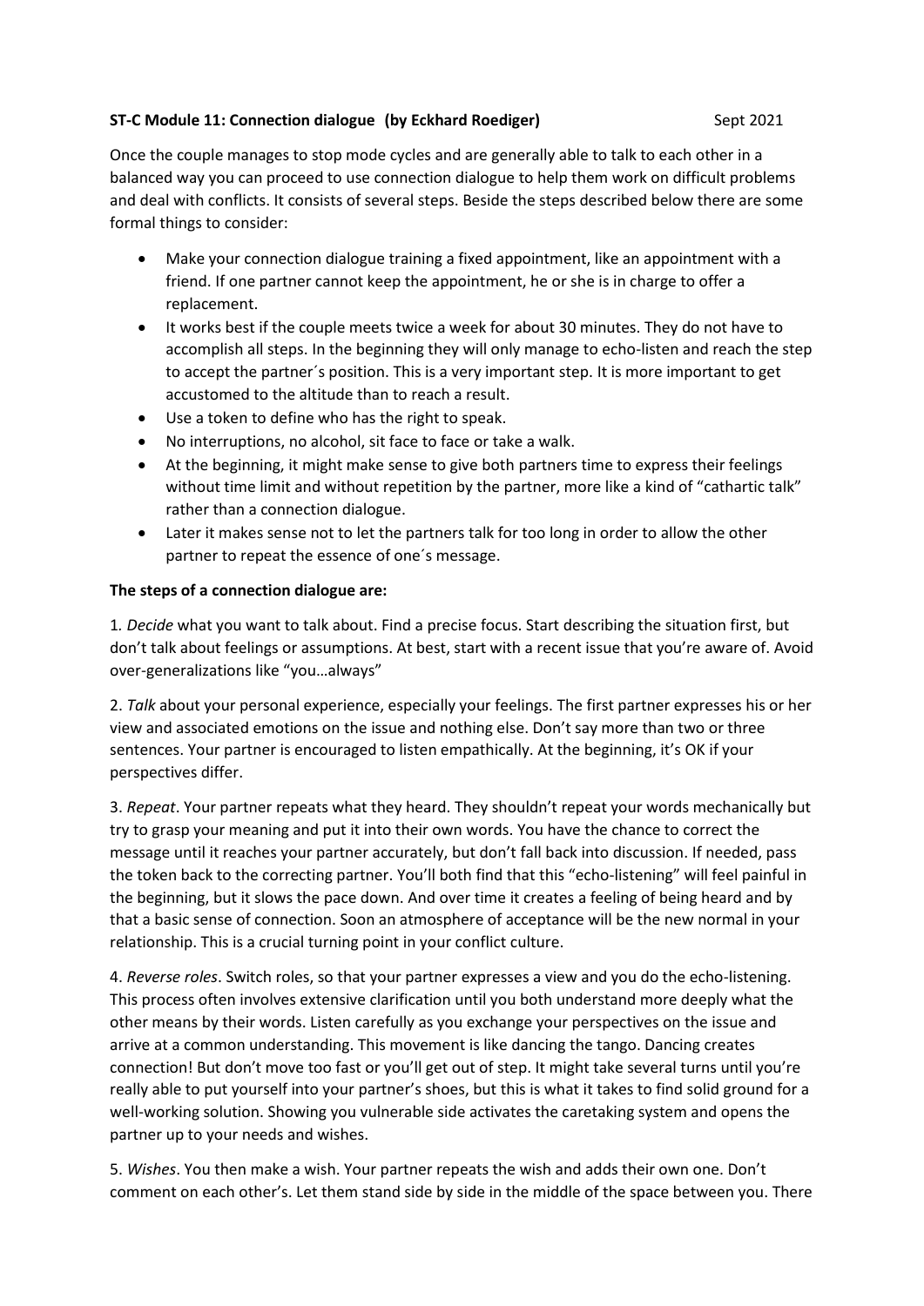**ST-C Module 11: Connection dialogue (by Eckhard Roediger)** Sept 2021

Once the couple manages to stop mode cycles and are generally able to talk to each other in a balanced way you can proceed to use connection dialogue to help them work on difficult problems and deal with conflicts. It consists of several steps. Beside the steps described below there are some formal things to consider:

- Make your connection dialogue training a fixed appointment, like an appointment with a friend. If one partner cannot keep the appointment, he or she is in charge to offer a replacement.
- It works best if the couple meets twice a week for about 30 minutes. They do not have to accomplish all steps. In the beginning they will only manage to echo-listen and reach the step to accept the partner´s position. This is a very important step. It is more important to get accustomed to the altitude than to reach a result.
- Use a token to define who has the right to speak.
- No interruptions, no alcohol, sit face to face or take a walk.
- At the beginning, it might make sense to give both partners time to express their feelings without time limit and without repetition by the partner, more like a kind of "cathartic talk" rather than a connection dialogue.
- Later it makes sense not to let the partners talk for too long in order to allow the other partner to repeat the essence of one´s message.

**The steps of a connection dialogue are:**

1. *Decide* what you want to talk about. Find a precise focus. Start describing the situation first, but don't talk about feelings or assumptions. At best, start with a recent issue that you're aware of. Avoid over-generalizations like "you…always"

2. *Talk* about your personal experience, especially your feelings. The first partner expresses his or her view and associated emotions on the issue and nothing else. Don't say more than two or three sentences. Your partner is encouraged to listen empathically. At the beginning, it's OK if your perspectives differ.

3. *Repeat*. Your partner repeats what they heard. They shouldn't repeat your words mechanically but try to grasp your meaning and put it into their own words. You have the chance to correct the message until it reaches your partner accurately, but don't fall back into discussion. If needed, pass the token back to the correcting partner. You'll both find that this "echo-listening" will feel painful in the beginning, but it slows the pace down. And over time it creates a feeling of being heard and by that a basic sense of connection. Soon an atmosphere of acceptance will be the new normal in your relationship. This is a crucial turning point in your conflict culture.

4. *Reverse roles*. Switch roles, so that your partner expresses a view and you do the echo-listening. This process often involves extensive clarification until you both understand more deeply what the other means by their words. Listen carefully as you exchange your perspectives on the issue and arrive at a common understanding. This movement is like dancing the tango. Dancing creates connection! But don't move too fast or you'll get out of step. It might take several turns until you're really able to put yourself into your partner's shoes, but this is what it takes to find solid ground for a well-working solution. Showing you vulnerable side activates the caretaking system and opens the partner up to your needs and wishes.

5. *Wishes*. You then make a wish. Your partner repeats the wish and adds their own one. Don't comment on each other's. Let them stand side by side in the middle of the space between you. There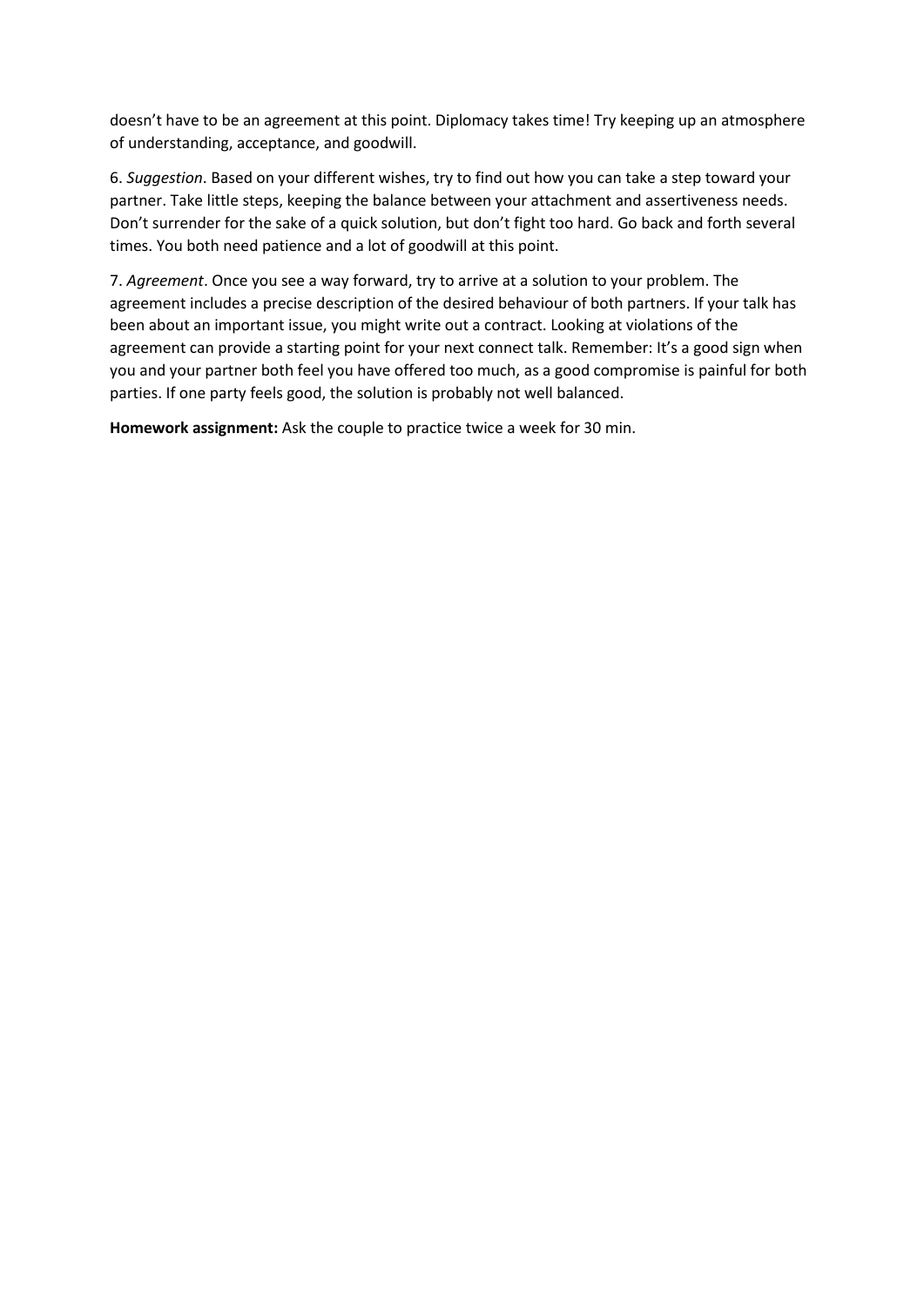doesn’t have to be an agreement at this point. Diplomacy takes time! Try keeping up an atmosphere of understanding, acceptance, and goodwill.

6. *Suggestion*. Based on your different wishes, try to find out how you can take a step toward your partner. Take little steps, keeping the balance between your attachment and assertiveness needs. Don’t surrender for the sake of a quick solution, but don’t fight too hard. Go back and forth several times. You both need patience and a lot of goodwill at this point.

7. *Agreement*. Once you see a way forward, try to arrive at a solution to your problem. The agreement includes a precise description of the desired behaviour of both partners. If your talk has been about an important issue, you might write out a contract. Looking at violations of the agreement can provide a starting point for your next connect talk. Remember: It’s a good sign when you and your partner both feel you have offered too much, as a good compromise is painful for both parties. If one party feels good, the solution is probably not well balanced.

**Homework assignment:** Ask the couple to practice twice a week for 30 min.